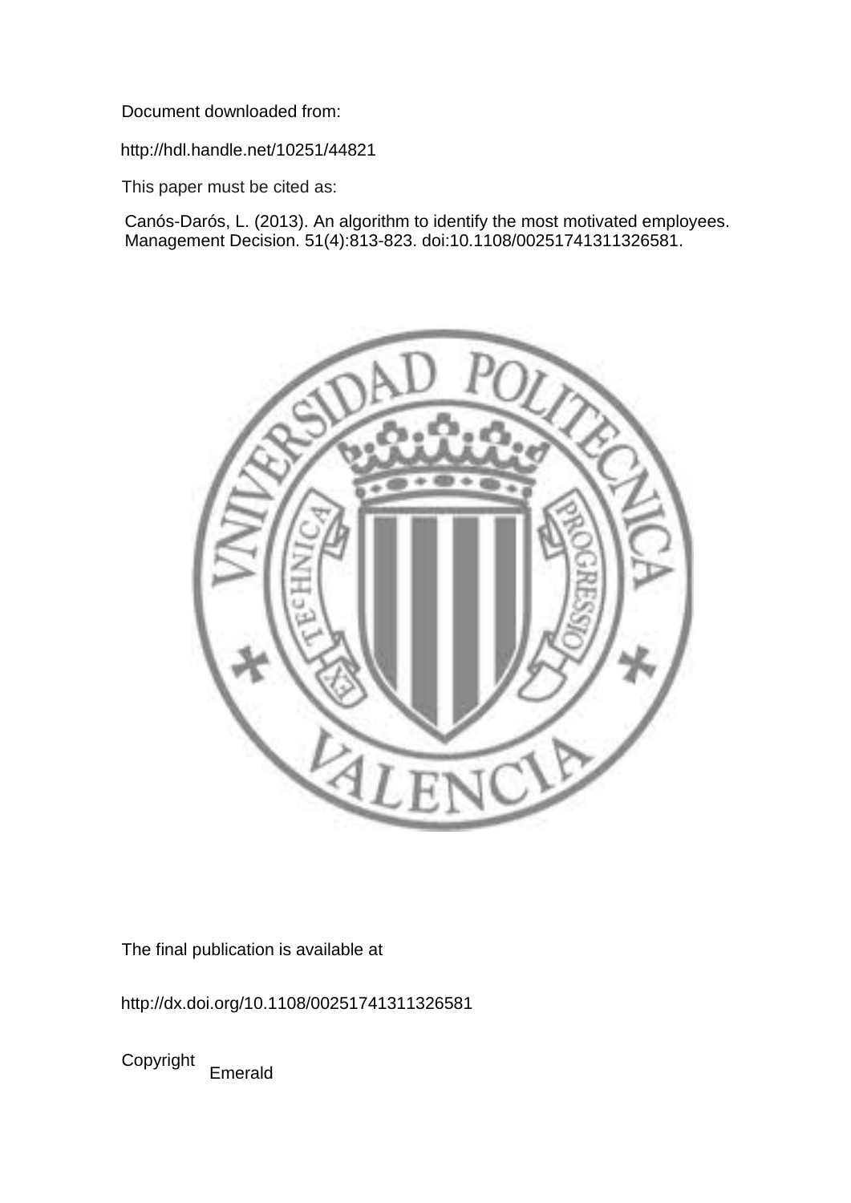Document downloaded from:

http://hdl.handle.net/10251/44821

This paper must be cited as:

Canós-Darós, L. (2013). An algorithm to identify the most motivated employees. Management Decision. 51(4):813-823. doi:10.1108/00251741311326581.

The final publication is available at

http://dx.doi.org/10.1108/00251741311326581

Copyright Emerald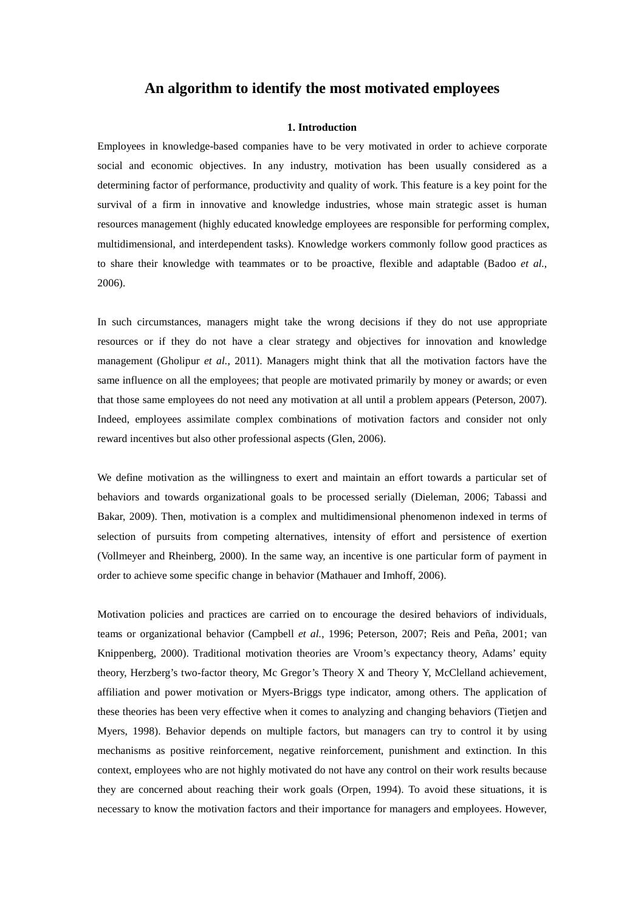# An algorithm to identify the most motivated employees

## 1. Introduction

Employees in knowledge-based companies have to be very motivated in order to achieve corporate social and economic objectives. In any industry, motivation has been usually considered as a determining factor of performance, productivity and quality of work. This feature is a key point for the survival of a firm in innovative and knowledge industries, whose main strategic asset is human resources management (highly educated knowledge employees are responsible for performing complex, multidimensional, and interdependent tasks). Knowledge workers commonly follow good practices as to share their knowledge with teammates or to be proactive, flexible and adaptable (Badoo *et al.*, 2006).

In such circumstances, managers might take the wrong decisions if they do not use appropriate resources or if they do not have a clear strategy and objectives for innovation and knowledge management (Gholipur *et al.*, 2011). Managers might think that all the motivation factors have the same influence on all the employees; that people are motivated primarily by money or awards; or even that those same employees do not need any motivation at all until a problem appears (Peterson, 2007). Indeed, employees assimilate complex combinations of motivation factors and consider not only reward incentives but also other professional aspects (Glen, 2006).

We define motivation as the willingness to exert and maintain an effort towards a particular set of behaviors and towards organizational goals to be processed serially (Dieleman, 2006; Tabassi and Bakar, 2009). Then, motivation is a complex and multidimensional phenomenon indexed in terms of selection of pursuits from competing alternatives, intensity of effort and persistence of exertion (Vollmeyer and Rheinberg, 2000). In the same way, an incentive is one particular form of payment in order to achieve some specific change in behavior (Mathauer and Imhoff, 2006).

Motivation policies and practices are carried on to encourage the desired behaviors of individuals, teams or organizational behavior (Campbell *et al.*, 1996; Peterson, 2007; Reis and Peña, 2001; van Knippenberg, 2000). Traditional motivation theories are Vroom's expectancy theory, Adams' equity theory, Herzberg's two-factor theory, Mc Gregor's Theory X and Theory Y, McClelland achievement, affiliation and power motivation or Myers-Briggs type indicator, among others. The application of these theories has been very effective when it comes to analyzing and changing behaviors (Tietjen and Myers, 1998). Behavior depends on multiple factors, but managers can try to control it by using mechanisms as positive reinforcement, negative reinforcement, punishment and extinction. In this context, employees who are not highly motivated do not have any control on their work results because they are concerned about reaching their work goals (Orpen, 1994). To avoid these situations, it is necessary to know the motivation factors and their importance for managers and employees. However,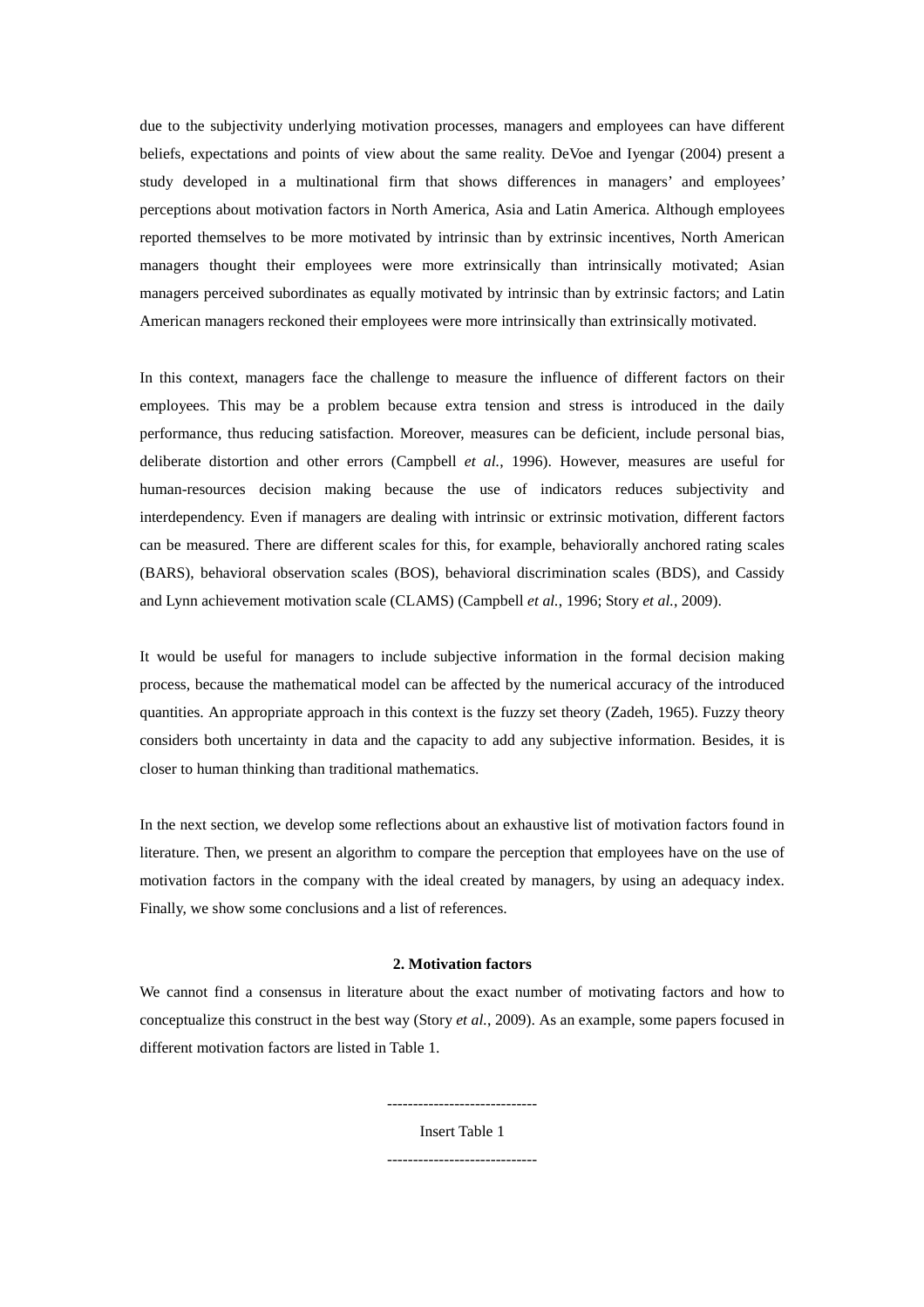due to the subjectivity underlying motivation processes, managers and employees can have different beliefs, expectations and points of view about the same reality. DeVoe and Iyengar (2004) present a study developed in a multinational firm that shows differences in managers' and employees' perceptions about motivation factors in North America, Asia and Latin America. Although employees reported themselves to be more motivated by intrinsic than by extrinsic incentives, North American managers thought their employees were more extrinsically than intrinsically motivated; Asian managers perceived subordinates as equally motivated by intrinsic than by extrinsic factors; and Latin American managers reckoned their employees were more intrinsically than extrinsically motivated.

In this context, managers face the challenge to measure the influence of different factors on their employees. This may be a problem because extra tension and stress is introduced in the daily performance, thus reducing satisfaction. Moreover, measures can be deficient, include personal bias, deliberate distortion and other errors (Campbell *et al.*, 1996). However, measures are useful for human-resources decision making because the use of indicators reduces subjectivity and interdependency. Even if managers are dealing with intrinsic or extrinsic motivation, different factors can be measured. There are different scales for this, for example, behaviorally anchored rating scales (BARS), behavioral observation scales (BOS), behavioral discrimination scales (BDS), and Cassidy and Lynn achievement motivation scale (CLAMS) (Campbell *et al.*, 1996; Story *et al.*, 2009).

It would be useful for managers to include subjective information in the formal decision making process, because the mathematical model can be affected by the numerical accuracy of the introduced quantities. An appropriate approach in this context is the fuzzy set theory (Zadeh, 1965). Fuzzy theory considers both uncertainty in data and the capacity to add any subjective information. Besides, it is closer to human thinking than traditional mathematics.

In the next section, we develop some reflections about an exhaustive list of motivation factors found in literature. Then, we present an algorithm to compare the perception that employees have on the use of motivation factors in the company with the ideal created by managers, by using an adequacy index. Finally, we show some conclusions and a list of references.

## 2. Motivation factors

We cannot find a consensus in literature about the exact number of motivating factors and how to conceptualize this construct in the best way (Story *et al.*, 2009). As an example, some papers focused in different motivation factors are listed in Table 1.

-----------------------------

Insert Table 1

-----------------------------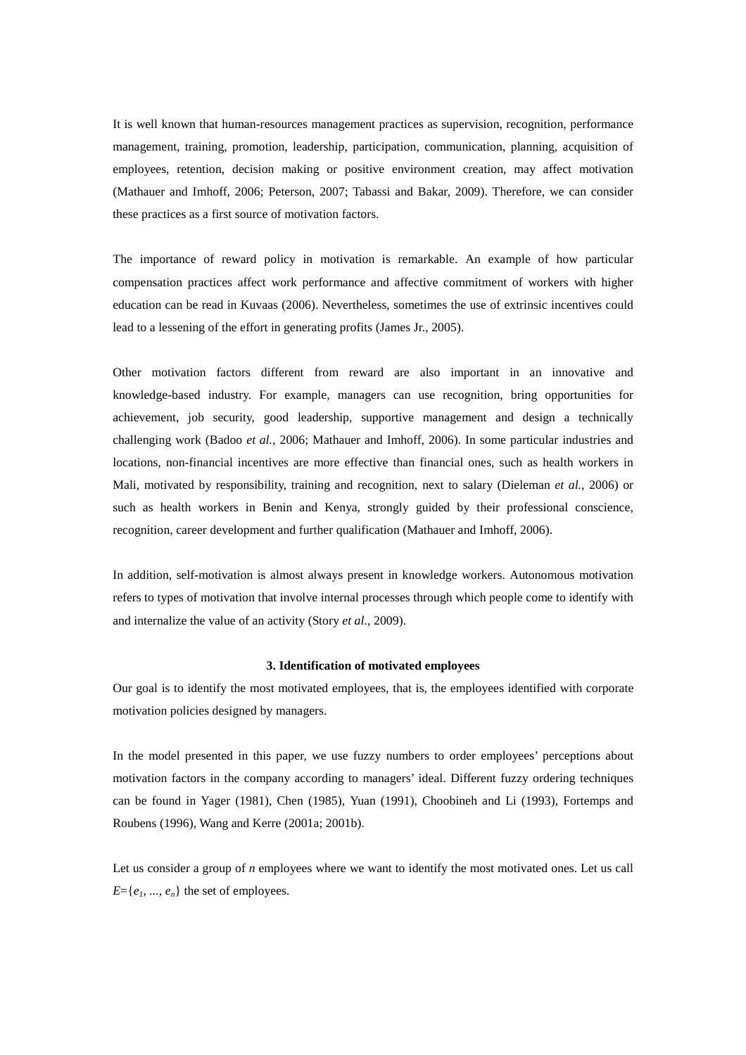It is well known that human-resources management practices as supervision, recognition, performance management, training, promotion, leadership, participation, communication, planning, acquisition of employees, retention, decision making or positive environment creation, may affect motivation (Mathauer and Imhoff, 2006; Peterson, 2007; Tabassi and Bakar, 2009). Therefore, we can consider these practices as a first source of motivation factors.

The importance of reward policy in motivation is remarkable. An example of how particular compensation practices affect work performance and affective commitment of workers with higher education can be read in Kuvaas (2006). Nevertheless, sometimes the use of extrinsic incentives could lead to a lessening of the effort in generating profits (James Jr., 2005).

Other motivation factors different from reward are also important in an innovative and knowledge-based industry. For example, managers can use recognition, bring opportunities for achievement, job security, good leadership, supportive management and design a technically challenging work (Badoo *et al.*, 2006; Mathauer and Imhoff, 2006). In some particular industries and locations, non-financial incentives are more effective than financial ones, such as health workers in Mali, motivated by responsibility, training and recognition, next to salary (Dieleman *et al.*, 2006) or such as health workers in Benin and Kenya, strongly guided by their professional conscience, recognition, career development and further qualification (Mathauer and Imhoff, 2006).

In addition, self-motivation is almost always present in knowledge workers. Autonomous motivation refers to types of motivation that involve internal processes through which people come to identify with and internalize the value of an activity (Story *et al.*, 2009).

## 3. Identification of motivated employees

Our goal is to identify the most motivated employees, that is, the employees identified with corporate motivation policies designed by managers.

In the model presented in this paper, we use fuzzy numbers to order employees' perceptions about motivation factors in the company according to managers' ideal. Different fuzzy ordering techniques can be found in Yager (1981), Chen (1985), Yuan (1991), Choobineh and Li (1993), Fortemps and Roubens (1996), Wang and Kerre (2001a; 2001b).

Let us consider a group of $n$ employees where we want to identify the most motivated ones. Let us call $E=\{e_1, ..., e_n\}$ the set of employees.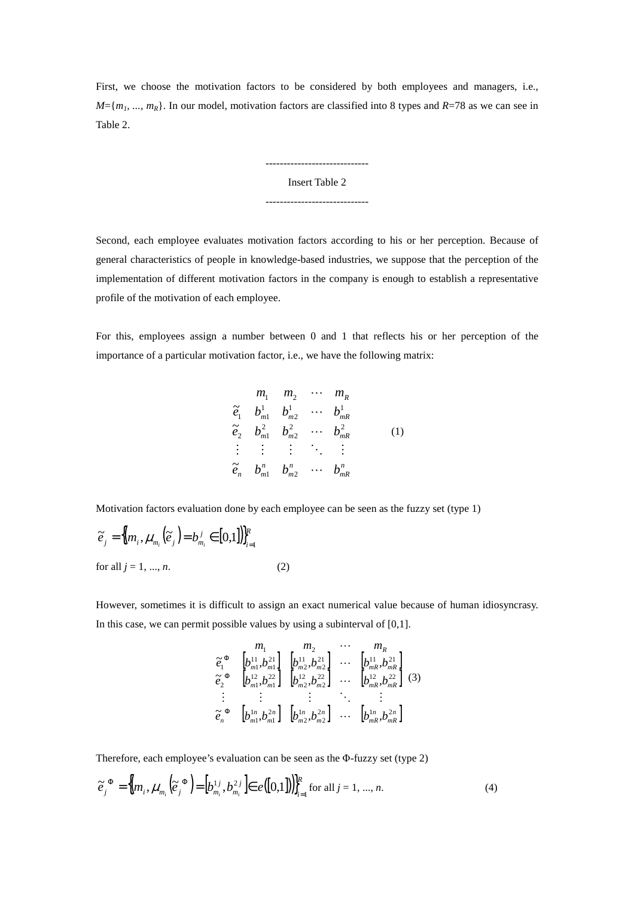First, we choose the motivation factors to be considered by both employees and managers, i.e., $M=\{m_1, ..., m_R\}$. In our model, motivation factors are classified into 8 types and $R=78$ as we can see in Table 2.

-----------------------------

Insert Table 2

-----------------------------

Second, each employee evaluates motivation factors according to his or her perception. Because of general characteristics of people in knowledge-based industries, we suppose that the perception of the implementation of different motivation factors in the company is enough to establish a representative profile of the motivation of each employee.

For this, employees assign a number between 0 and 1 that reflects his or her perception of the importance of a particular motivation factor, i.e., we have the following matrix:

$$
\begin{array}{ccccc}
 & m_1 & m_2 & \cdots & m_R \\
\tilde{e}_1 & b^1_{m1} & b^1_{m2} & \cdots & b^1_{mR} \\
\tilde{e}_2 & b^2_{m1} & b^2_{m2} & \cdots & b^2_{mR} \\
\vdots & \vdots & \vdots & \ddots & \vdots \\
\tilde{e}_n & b^n_{m1} & b^n_{m2} & \cdots & b^n_{mR}
\end{array} \qquad (1)
$$

Motivation factors evaluation done by each employee can be seen as the fuzzy set (type 1)

$$\tilde{e}_j = \left\{ \left( m_i, \mu_{m_i}\left(\tilde{e}_j\right) = b^j_{m_i} \in [0,1] \right) \right\}_{i=1}^{R}$$

for all $j = 1, ..., n$. (2)

However, sometimes it is difficult to assign an exact numerical value because of human idiosyncrasy. In this case, we can permit possible values by using a subinterval of [0,1].

$$
\begin{array}{ccccc}
 & m_1 & m_2 & \cdots & m_R \\
\tilde{e}_1^{\,\Phi} & \left[b^{11}_{m1}, b^{21}_{m1}\right] & \left[b^{11}_{m2}, b^{21}_{m2}\right] & \cdots & \left[b^{11}_{mR}, b^{21}_{mR}\right] \\
\tilde{e}_2^{\,\Phi} & \left[b^{12}_{m1}, b^{22}_{m1}\right] & \left[b^{12}_{m2}, b^{22}_{m2}\right] & \cdots & \left[b^{12}_{mR}, b^{22}_{mR}\right] \\
\vdots & \vdots & \vdots & \ddots & \vdots \\
\tilde{e}_n^{\,\Phi} & \left[b^{1n}_{m1}, b^{2n}_{m1}\right] & \left[b^{1n}_{m2}, b^{2n}_{m2}\right] & \cdots & \left[b^{1n}_{mR}, b^{2n}_{mR}\right]
\end{array} \qquad (3)
$$

Therefore, each employee's evaluation can be seen as the Φ-fuzzy set (type 2)

$$\tilde{e}_j^{\,\Phi} = \left\{ \left( m_i, \mu_{m_i}\left(\tilde{e}_j^{\,\Phi}\right) = \left[ b^{1j}_{m_i}, b^{2j}_{m_i} \right] \in e([0,1]) \right) \right\}_{i=1}^{R} \text{ for all } j = 1, ..., n. \qquad (4)$$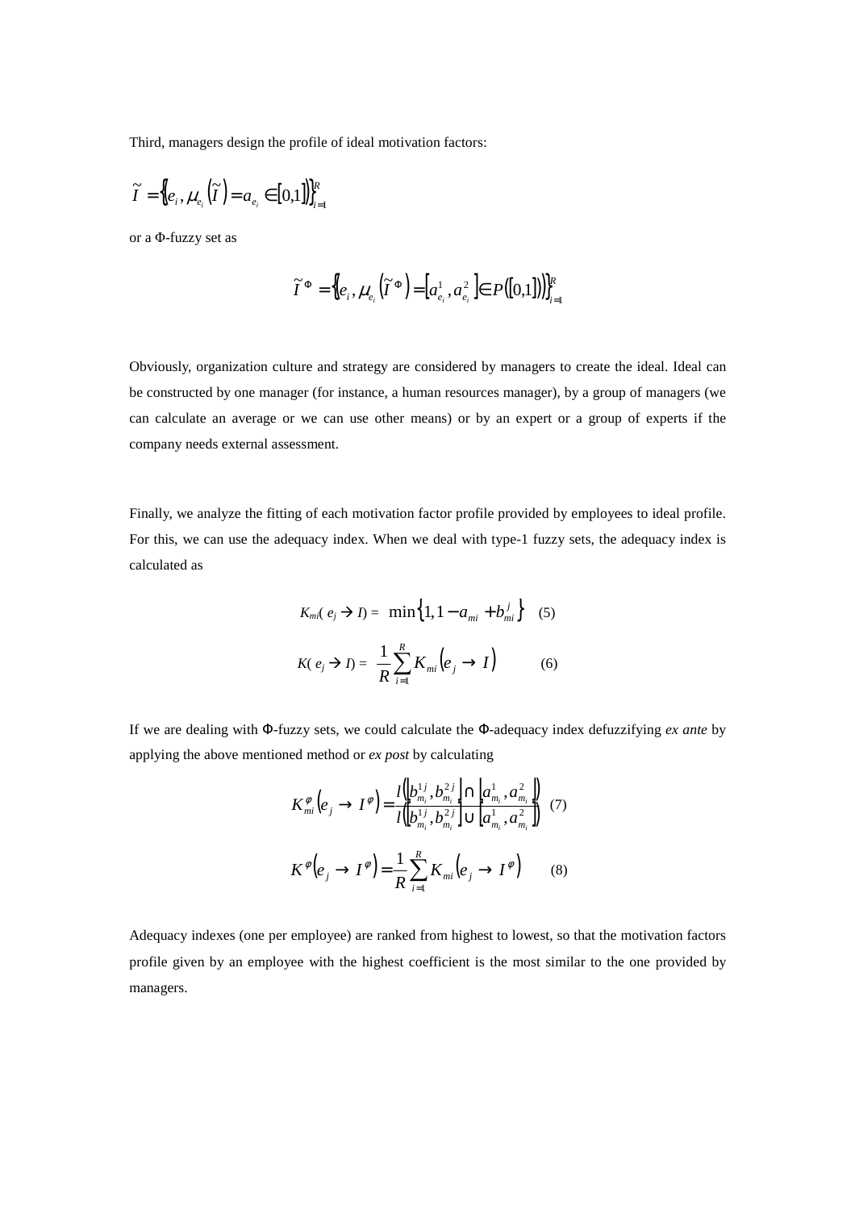Third, managers design the profile of ideal motivation factors:

$$\tilde{I} = \left\{ \left( e_i, \mu_{e_i}\left(\tilde{I}\right) = a_{e_i} \in [0,1] \right) \right\}_{i=1}^{R}$$

or a Φ-fuzzy set as

$$\tilde{I}^{\Phi} = \left\{ \left( e_i, \mu_{e_i}\left(\tilde{I}^{\Phi}\right) = \left[ a_{e_i}^{1}, a_{e_i}^{2} \right] \in P([0,1]) \right) \right\}_{i=1}^{R}$$

Obviously, organization culture and strategy are considered by managers to create the ideal. Ideal can be constructed by one manager (for instance, a human resources manager), by a group of managers (we can calculate an average or we can use other means) or by an expert or a group of experts if the company needs external assessment.

Finally, we analyze the fitting of each motivation factor profile provided by employees to ideal profile. For this, we can use the adequacy index. When we deal with type-1 fuzzy sets, the adequacy index is calculated as

$$K_{mi}(e_j \rightarrow I) = \min\left\{1, 1 - a_{mi} + b_{mi}^{j}\right\} \quad (5)$$

$$K(e_j \rightarrow I) = \frac{1}{R} \sum_{i=1}^{R} K_{mi}\left(e_j \rightarrow I\right) \quad (6)$$

If we are dealing with Φ-fuzzy sets, we could calculate the Φ-adequacy index defuzzifying *ex ante* by applying the above mentioned method or *ex post* by calculating

$$K_{mi}^{\varphi}\left(e_j \rightarrow I^{\varphi}\right) = \frac{l\left(\left[b_{m_i}^{1j}, b_{m_i}^{2j}\right] \cap \left[a_{m_i}^{1}, a_{m_i}^{2}\right]\right)}{l\left(\left[b_{m_i}^{1j}, b_{m_i}^{2j}\right] \cup \left[a_{m_i}^{1}, a_{m_i}^{2}\right]\right)} \quad (7)$$

$$K^{\varphi}\left(e_j \rightarrow I^{\varphi}\right) = \frac{1}{R} \sum_{i=1}^{R} K_{mi}\left(e_j \rightarrow I^{\varphi}\right) \quad (8)$$

Adequacy indexes (one per employee) are ranked from highest to lowest, so that the motivation factors profile given by an employee with the highest coefficient is the most similar to the one provided by managers.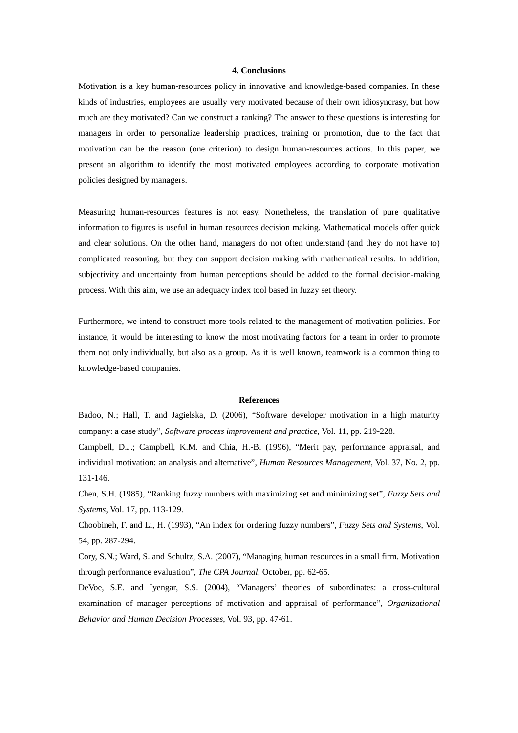## 4. Conclusions

Motivation is a key human-resources policy in innovative and knowledge-based companies. In these kinds of industries, employees are usually very motivated because of their own idiosyncrasy, but how much are they motivated? Can we construct a ranking? The answer to these questions is interesting for managers in order to personalize leadership practices, training or promotion, due to the fact that motivation can be the reason (one criterion) to design human-resources actions. In this paper, we present an algorithm to identify the most motivated employees according to corporate motivation policies designed by managers.

Measuring human-resources features is not easy. Nonetheless, the translation of pure qualitative information to figures is useful in human resources decision making. Mathematical models offer quick and clear solutions. On the other hand, managers do not often understand (and they do not have to) complicated reasoning, but they can support decision making with mathematical results. In addition, subjectivity and uncertainty from human perceptions should be added to the formal decision-making process. With this aim, we use an adequacy index tool based in fuzzy set theory.

Furthermore, we intend to construct more tools related to the management of motivation policies. For instance, it would be interesting to know the most motivating factors for a team in order to promote them not only individually, but also as a group. As it is well known, teamwork is a common thing to knowledge-based companies.

## References

Badoo, N.; Hall, T. and Jagielska, D. (2006), “Software developer motivation in a high maturity company: a case study”, *Software process improvement and practice*, Vol. 11, pp. 219-228.

Campbell, D.J.; Campbell, K.M. and Chia, H.-B. (1996), “Merit pay, performance appraisal, and individual motivation: an analysis and alternative”, *Human Resources Management*, Vol. 37, No. 2, pp. 131-146.

Chen, S.H. (1985), “Ranking fuzzy numbers with maximizing set and minimizing set”, *Fuzzy Sets and Systems*, Vol. 17, pp. 113-129.

Choobineh, F. and Li, H. (1993), “An index for ordering fuzzy numbers”, *Fuzzy Sets and Systems*, Vol. 54, pp. 287-294.

Cory, S.N.; Ward, S. and Schultz, S.A. (2007), “Managing human resources in a small firm. Motivation through performance evaluation”, *The CPA Journal*, October, pp. 62-65.

DeVoe, S.E. and Iyengar, S.S. (2004), “Managers’ theories of subordinates: a cross-cultural examination of manager perceptions of motivation and appraisal of performance”, *Organizational Behavior and Human Decision Processes*, Vol. 93, pp. 47-61.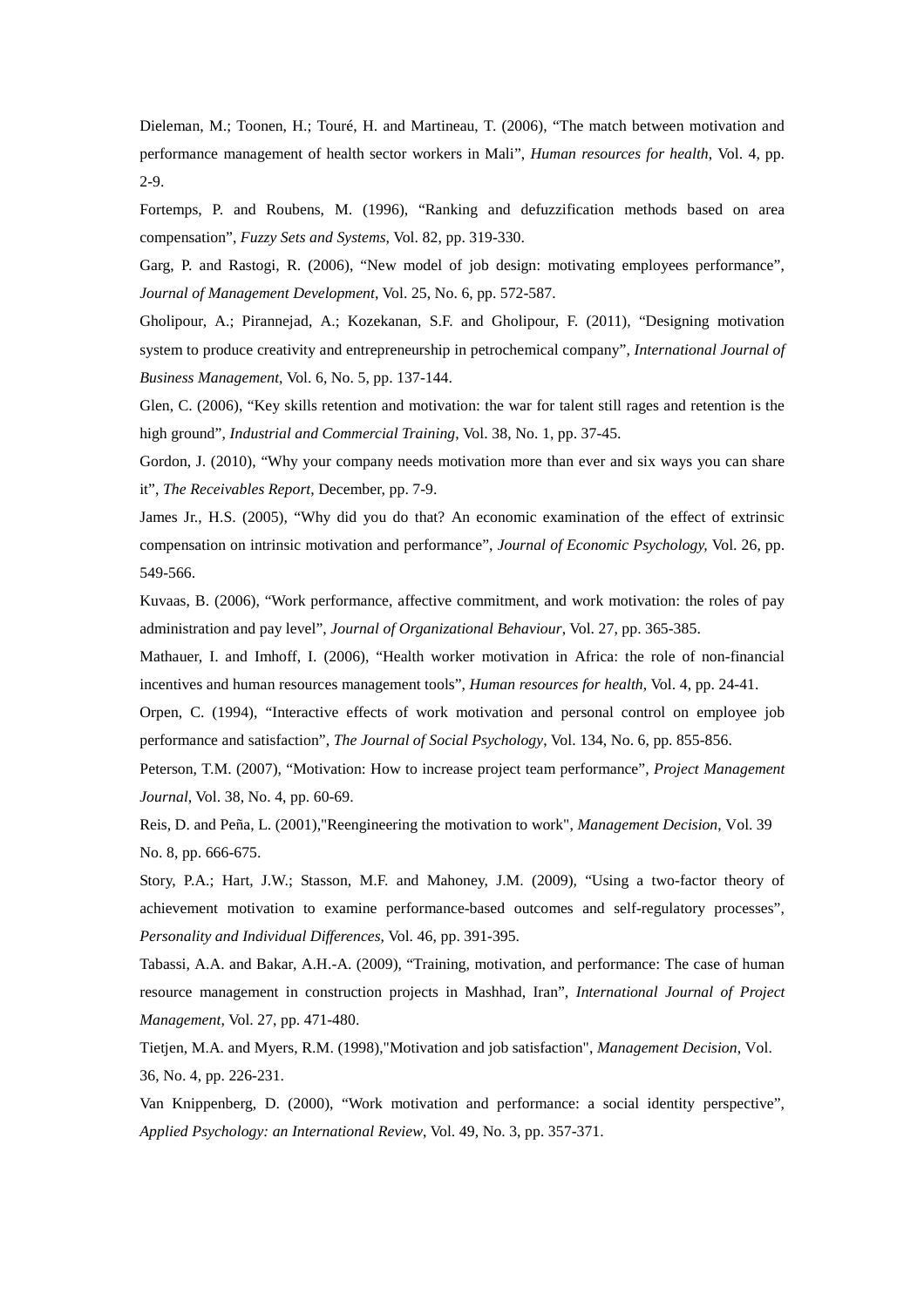Dieleman, M.; Toonen, H.; Touré, H. and Martineau, T. (2006), "The match between motivation and performance management of health sector workers in Mali", *Human resources for health*, Vol. 4, pp. 2-9.

Fortemps, P. and Roubens, M. (1996), "Ranking and defuzzification methods based on area compensation", *Fuzzy Sets and Systems*, Vol. 82, pp. 319-330.

Garg, P. and Rastogi, R. (2006), "New model of job design: motivating employees performance", *Journal of Management Development*, Vol. 25, No. 6, pp. 572-587.

Gholipour, A.; Pirannejad, A.; Kozekanan, S.F. and Gholipour, F. (2011), "Designing motivation system to produce creativity and entrepreneurship in petrochemical company", *International Journal of Business Management*, Vol. 6, No. 5, pp. 137-144.

Glen, C. (2006), "Key skills retention and motivation: the war for talent still rages and retention is the high ground", *Industrial and Commercial Training*, Vol. 38, No. 1, pp. 37-45.

Gordon, J. (2010), "Why your company needs motivation more than ever and six ways you can share it", *The Receivables Report*, December, pp. 7-9.

James Jr., H.S. (2005), "Why did you do that? An economic examination of the effect of extrinsic compensation on intrinsic motivation and performance", *Journal of Economic Psychology*, Vol. 26, pp. 549-566.

Kuvaas, B. (2006), "Work performance, affective commitment, and work motivation: the roles of pay administration and pay level", *Journal of Organizational Behaviour*, Vol. 27, pp. 365-385.

Mathauer, I. and Imhoff, I. (2006), "Health worker motivation in Africa: the role of non-financial incentives and human resources management tools", *Human resources for health*, Vol. 4, pp. 24-41.

Orpen, C. (1994), "Interactive effects of work motivation and personal control on employee job performance and satisfaction", *The Journal of Social Psychology*, Vol. 134, No. 6, pp. 855-856.

Peterson, T.M. (2007), "Motivation: How to increase project team performance", *Project Management Journal*, Vol. 38, No. 4, pp. 60-69.

Reis, D. and Peña, L. (2001),"Reengineering the motivation to work", *Management Decision*, Vol. 39 No. 8, pp. 666-675.

Story, P.A.; Hart, J.W.; Stasson, M.F. and Mahoney, J.M. (2009), "Using a two-factor theory of achievement motivation to examine performance-based outcomes and self-regulatory processes", *Personality and Individual Differences*, Vol. 46, pp. 391-395.

Tabassi, A.A. and Bakar, A.H.-A. (2009), "Training, motivation, and performance: The case of human resource management in construction projects in Mashhad, Iran", *International Journal of Project Management*, Vol. 27, pp. 471-480.

Tietjen, M.A. and Myers, R.M. (1998),"Motivation and job satisfaction", *Management Decision*, Vol. 36, No. 4, pp. 226-231.

Van Knippenberg, D. (2000), "Work motivation and performance: a social identity perspective", *Applied Psychology: an International Review*, Vol. 49, No. 3, pp. 357-371.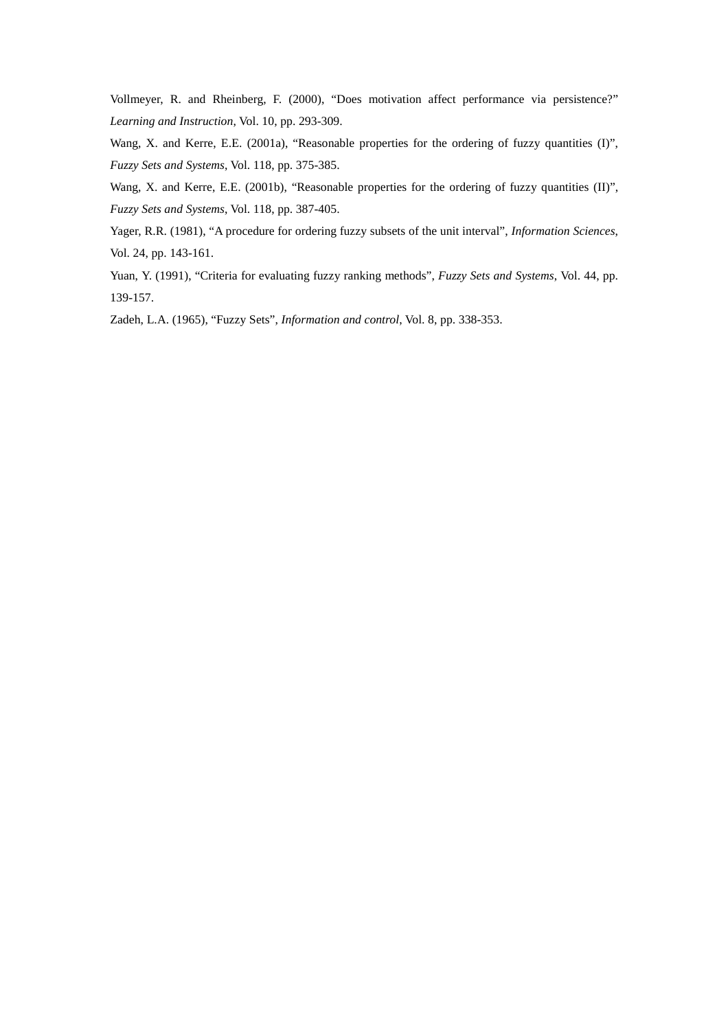Vollmeyer, R. and Rheinberg, F. (2000), “Does motivation affect performance via persistence?” *Learning and Instruction*, Vol. 10, pp. 293-309.

Wang, X. and Kerre, E.E. (2001a), “Reasonable properties for the ordering of fuzzy quantities (I)”, *Fuzzy Sets and Systems*, Vol. 118, pp. 375-385.

Wang, X. and Kerre, E.E. (2001b), “Reasonable properties for the ordering of fuzzy quantities (II)”, *Fuzzy Sets and Systems*, Vol. 118, pp. 387-405.

Yager, R.R. (1981), “A procedure for ordering fuzzy subsets of the unit interval”, *Information Sciences*, Vol. 24, pp. 143-161.

Yuan, Y. (1991), “Criteria for evaluating fuzzy ranking methods”, *Fuzzy Sets and Systems*, Vol. 44, pp. 139-157.

Zadeh, L.A. (1965), “Fuzzy Sets”, *Information and control*, Vol. 8, pp. 338-353.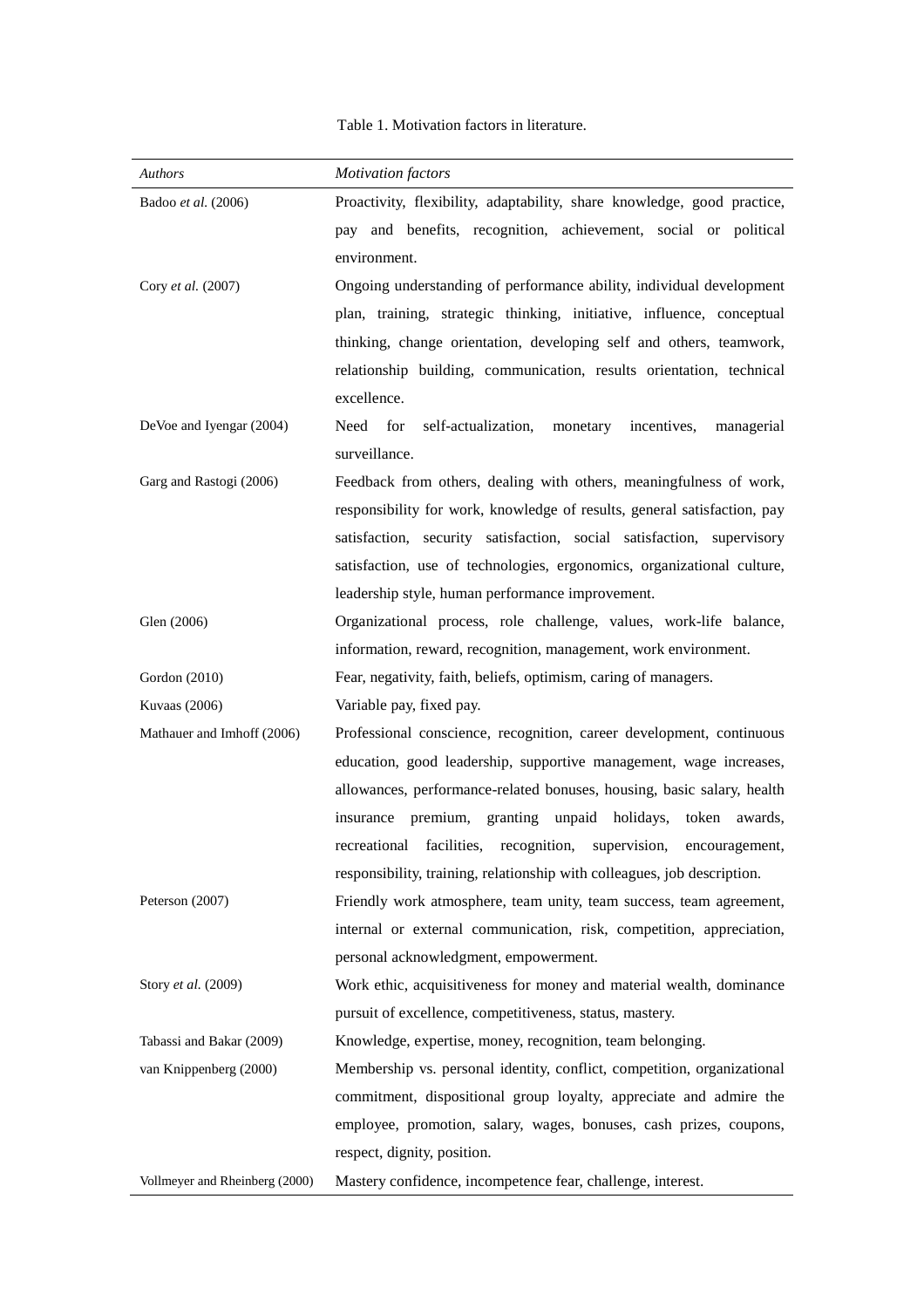Table 1. Motivation factors in literature.

| *Authors* | *Motivation factors* |
| --- | --- |
| Badoo *et al.* (2006) | Proactivity, flexibility, adaptability, share knowledge, good practice, pay and benefits, recognition, achievement, social or political environment. |
| Cory *et al.* (2007) | Ongoing understanding of performance ability, individual development plan, training, strategic thinking, initiative, influence, conceptual thinking, change orientation, developing self and others, teamwork, relationship building, communication, results orientation, technical excellence. |
| DeVoe and Iyengar (2004) | Need for self-actualization, monetary incentives, managerial surveillance. |
| Garg and Rastogi (2006) | Feedback from others, dealing with others, meaningfulness of work, responsibility for work, knowledge of results, general satisfaction, pay satisfaction, security satisfaction, social satisfaction, supervisory satisfaction, use of technologies, ergonomics, organizational culture, leadership style, human performance improvement. |
| Glen (2006) | Organizational process, role challenge, values, work-life balance, information, reward, recognition, management, work environment. |
| Gordon (2010) | Fear, negativity, faith, beliefs, optimism, caring of managers. |
| Kuvaas (2006) | Variable pay, fixed pay. |
| Mathauer and Imhoff (2006) | Professional conscience, recognition, career development, continuous education, good leadership, supportive management, wage increases, allowances, performance-related bonuses, housing, basic salary, health insurance premium, granting unpaid holidays, token awards, recreational facilities, recognition, supervision, encouragement, responsibility, training, relationship with colleagues, job description. |
| Peterson (2007) | Friendly work atmosphere, team unity, team success, team agreement, internal or external communication, risk, competition, appreciation, personal acknowledgment, empowerment. |
| Story *et al.* (2009) | Work ethic, acquisitiveness for money and material wealth, dominance pursuit of excellence, competitiveness, status, mastery. |
| Tabassi and Bakar (2009) | Knowledge, expertise, money, recognition, team belonging. |
| van Knippenberg (2000) | Membership vs. personal identity, conflict, competition, organizational commitment, dispositional group loyalty, appreciate and admire the employee, promotion, salary, wages, bonuses, cash prizes, coupons, respect, dignity, position. |
| Vollmeyer and Rheinberg (2000) | Mastery confidence, incompetence fear, challenge, interest. |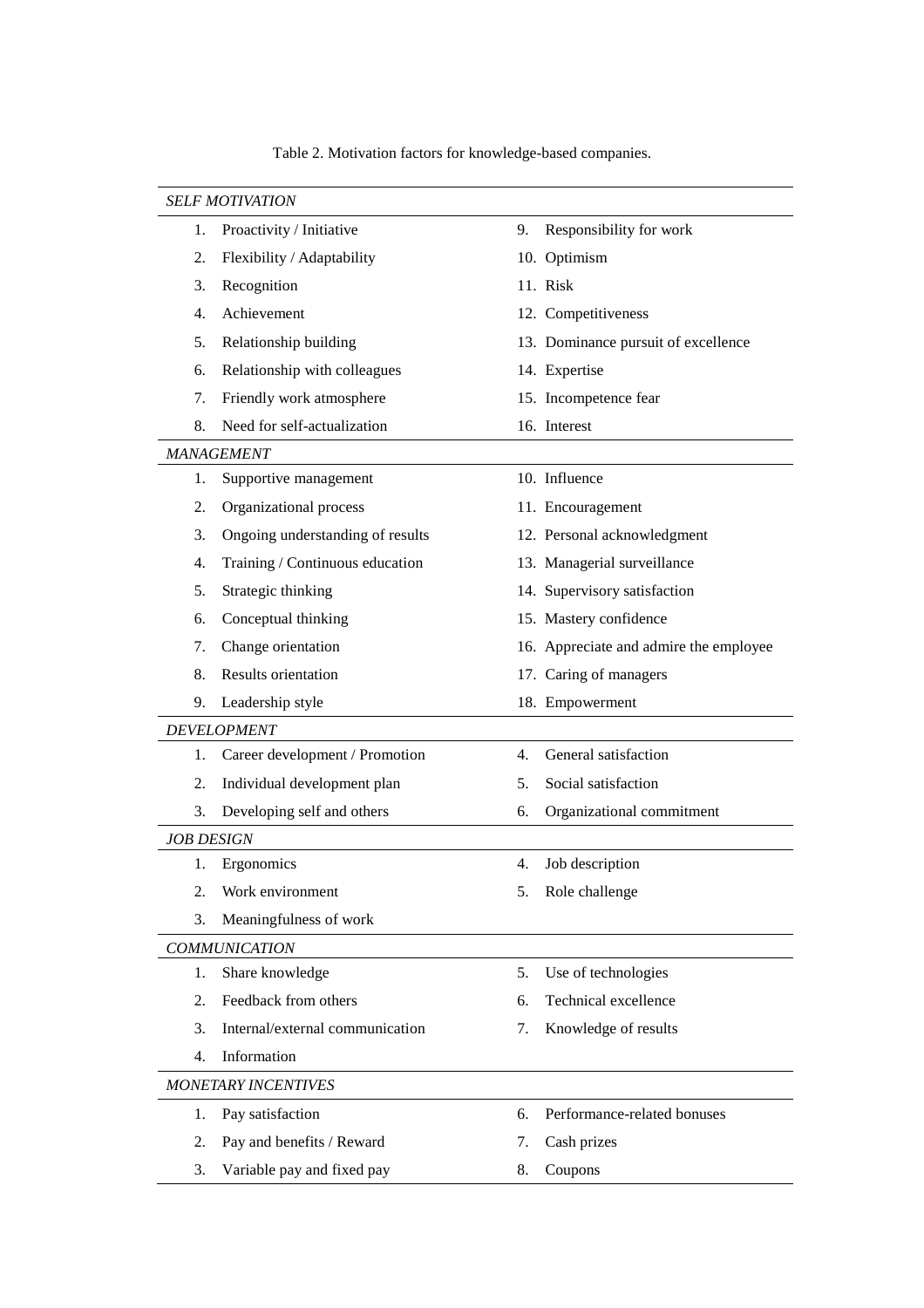Table 2. Motivation factors for knowledge-based companies.

| | |
|---|---|
| *SELF MOTIVATION* | |
| 1. Proactivity / Initiative | 9. Responsibility for work |
| 2. Flexibility / Adaptability | 10. Optimism |
| 3. Recognition | 11. Risk |
| 4. Achievement | 12. Competitiveness |
| 5. Relationship building | 13. Dominance pursuit of excellence |
| 6. Relationship with colleagues | 14. Expertise |
| 7. Friendly work atmosphere | 15. Incompetence fear |
| 8. Need for self-actualization | 16. Interest |
| *MANAGEMENT* | |
| 1. Supportive management | 10. Influence |
| 2. Organizational process | 11. Encouragement |
| 3. Ongoing understanding of results | 12. Personal acknowledgment |
| 4. Training / Continuous education | 13. Managerial surveillance |
| 5. Strategic thinking | 14. Supervisory satisfaction |
| 6. Conceptual thinking | 15. Mastery confidence |
| 7. Change orientation | 16. Appreciate and admire the employee |
| 8. Results orientation | 17. Caring of managers |
| 9. Leadership style | 18. Empowerment |
| *DEVELOPMENT* | |
| 1. Career development / Promotion | 4. General satisfaction |
| 2. Individual development plan | 5. Social satisfaction |
| 3. Developing self and others | 6. Organizational commitment |
| *JOB DESIGN* | |
| 1. Ergonomics | 4. Job description |
| 2. Work environment | 5. Role challenge |
| 3. Meaningfulness of work | |
| *COMMUNICATION* | |
| 1. Share knowledge | 5. Use of technologies |
| 2. Feedback from others | 6. Technical excellence |
| 3. Internal/external communication | 7. Knowledge of results |
| 4. Information | |
| *MONETARY INCENTIVES* | |
| 1. Pay satisfaction | 6. Performance-related bonuses |
| 2. Pay and benefits / Reward | 7. Cash prizes |
| 3. Variable pay and fixed pay | 8. Coupons |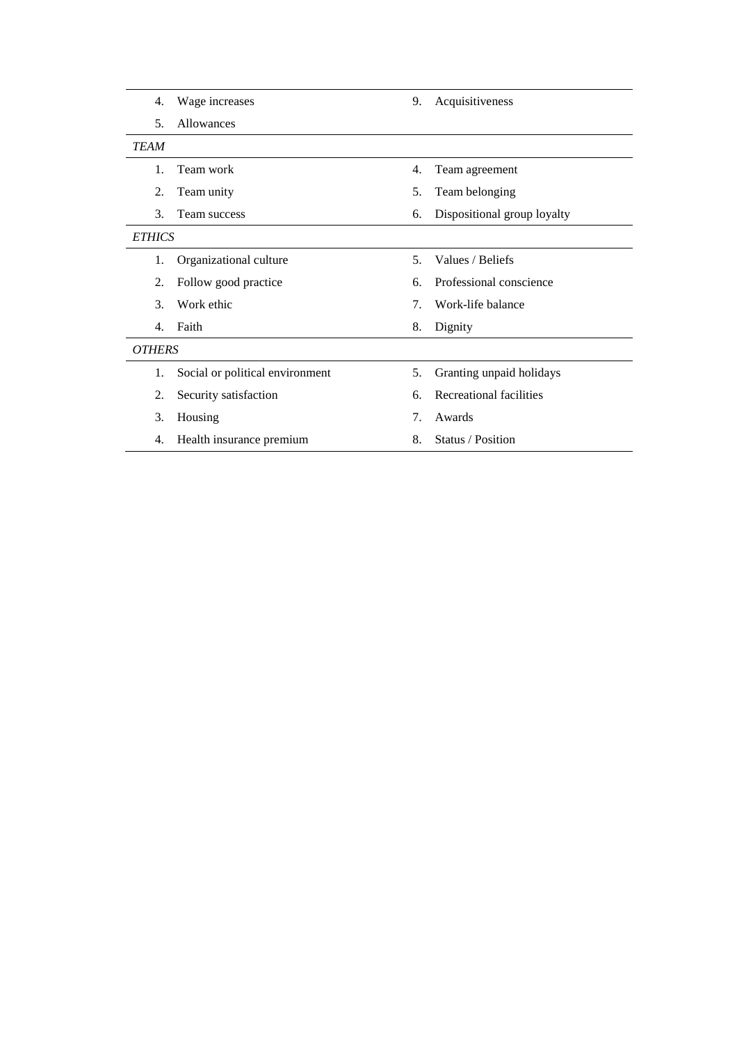| | | | |
|---|---|---|---|
| 4. | Wage increases | 9. | Acquisitiveness |
| 5. | Allowances | | |
| *TEAM* | | | |
| 1. | Team work | 4. | Team agreement |
| 2. | Team unity | 5. | Team belonging |
| 3. | Team success | 6. | Dispositional group loyalty |
| *ETHICS* | | | |
| 1. | Organizational culture | 5. | Values / Beliefs |
| 2. | Follow good practice | 6. | Professional conscience |
| 3. | Work ethic | 7. | Work-life balance |
| 4. | Faith | 8. | Dignity |
| *OTHERS* | | | |
| 1. | Social or political environment | 5. | Granting unpaid holidays |
| 2. | Security satisfaction | 6. | Recreational facilities |
| 3. | Housing | 7. | Awards |
| 4. | Health insurance premium | 8. | Status / Position |